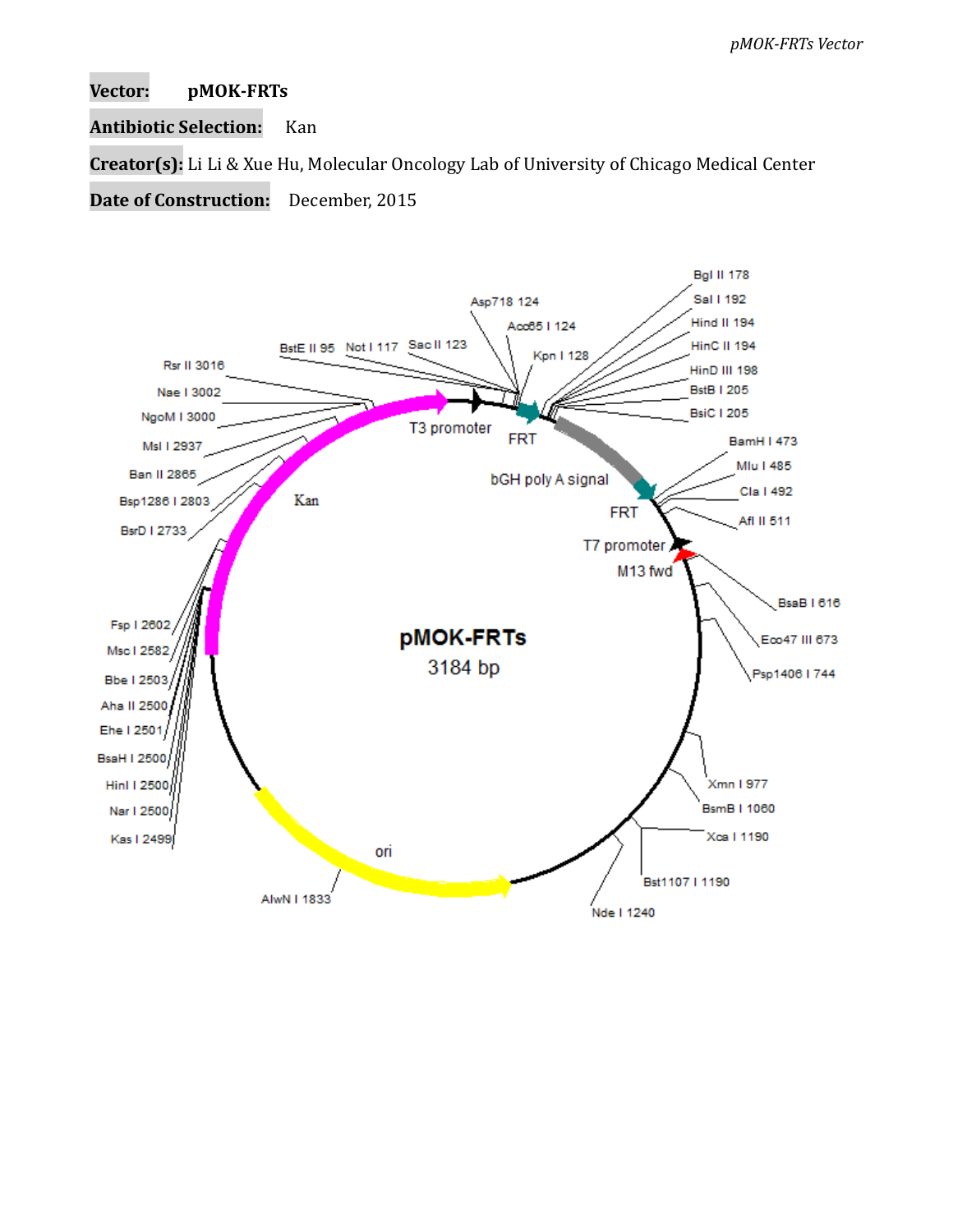**Vector:** **pMOK-FRTs**

**Antibiotic Selection:** Kan

**Creator(s):** Li Li & Xue Hu, Molecular Oncology Lab of University of Chicago Medical Center

**Date of Construction:** December, 2015

pMOK-FRTs
3184 bp

Bgl II 178
Sal I 192
Hind II 194
HinC II 194
HinD III 198
BstB I 205
BsiC I 205
Asp718 124
Acc65 I 124
Kpn I 128
BstE II 95
Not I 117
Sac II 123
Rsr II 3016
Nae I 3002
NgoM I 3000
Msl I 2937
Ban II 2865
Bsp1286 I 2803
BsrD I 2733
Fsp I 2602
Msc I 2582
Bbe I 2503
Aha II 2500
Ehe I 2501
BsaH I 2500
HinI I 2500
Nar I 2500
Kas I 2499
T3 promoter
FRT
bGH poly A signal
FRT
T7 promoter
M13 fwd
Kan
BamH I 473
Mlu I 485
Cla I 492
Afl II 511
BsaB I 616
Eco47 III 673
Psp1406 I 744
Xmn I 977
BsmB I 1060
Xca I 1190
Bst1107 I 1190
Nde I 1240
ori
AlwN I 1833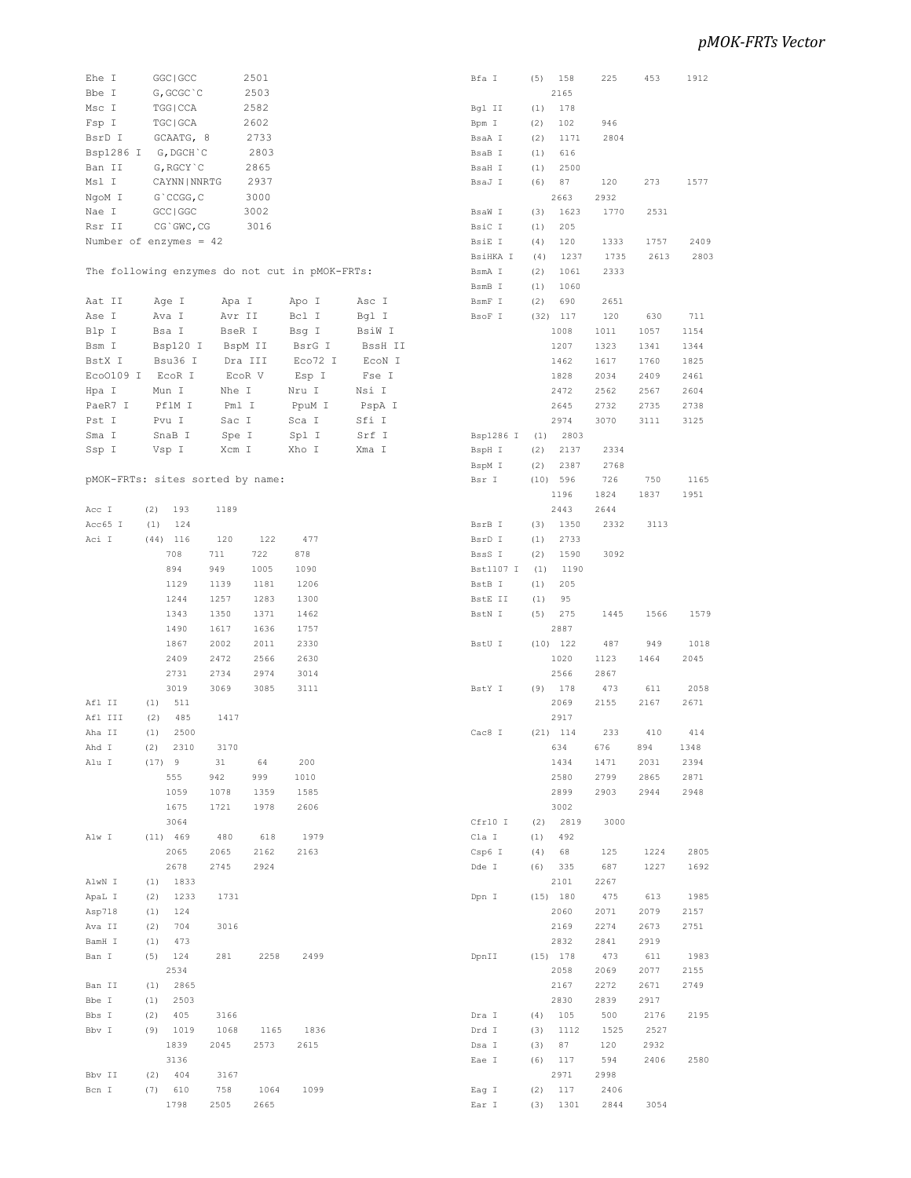```
Ehe I      GGC|GCC        2501
Bbe I      G,GCGC`C       2503
Msc I      TGG|CCA        2582
Fsp I      TGC|GCA        2602
BsrD I     GCAATG, 8      2733
Bsp1286 I  G,DGCH`C       2803
Ban II     G,RGCY`C       2865
Msl I      CAYNN|NNRTG    2937
NgoM I     G`CCGG,C       3000
Nae I      GCC|GGC        3002
Rsr II     CG`GWC,CG      3016
Number of enzymes = 42
```

The following enzymes do not cut in pMOK-FRTs:

```
Aat II     Age I      Apa I      Apo I      Asc I
Ase I      Ava I      Avr II     Bcl I      Bgl I
Blp I      Bsa I      BseR I     Bsg I      BsiW I
Bsm I      Bsp120 I   BspM II    BsrG I     BssH II
BstX I     Bsu36 I    Dra III    Eco72 I    EcoN I
EcoO109 I  EcoR I     EcoR V     Esp I      Fse I
Hpa I      Mun I      Nhe I      Nru I      Nsi I
PaeR7 I    PflM I     Pml I      PpuM I     PspA I
Pst I      Pvu I      Sac I      Sca I      Sfi I
Sma I      SnaB I     Spe I      Spl I      Srf I
Ssp I      Vsp I      Xcm I      Xho I      Xma I
```

pMOK-FRTs: sites sorted by name:

```
Acc I      (2)  193    1189
Acc65 I    (1)  124
Aci I      (44) 116    120    122    477
                708    711    722    878
                894    949    1005   1090
                1129   1139   1181   1206
                1244   1257   1283   1300
                1343   1350   1371   1462
                1490   1617   1636   1757
                1867   2002   2011   2330
                2409   2472   2566   2630
                2731   2734   2974   3014
                3019   3069   3085   3111
Afl II     (1)  511
Afl III    (2)  485    1417
Aha II     (1)  2500
Ahd I      (2)  2310   3170
Alu I      (17) 9      31     64     200
                555    942    999    1010
                1059   1078   1359   1585
                1675   1721   1978   2606
                3064
Alw I      (11) 469    480    618    1979
                2065   2065   2162   2163
                2678   2745   2924
AlwN I     (1)  1833
ApaL I     (2)  1233   1731
Asp718     (1)  124
Ava II     (2)  704    3016
BamH I     (1)  473
Ban I      (5)  124    281    2258   2499
                2534
Ban II     (1)  2865
Bbe I      (1)  2503
Bbs I      (2)  405    3166
Bbv I      (9)  1019   1068   1165   1836
                1839   2045   2573   2615
                3136
Bbv II     (2)  404    3167
Bcn I      (7)  610    758    1064   1099
                1798   2505   2665
Bfa I      (5)  158    225    453    1912
                2165
Bgl II     (1)  178
Bpm I      (2)  102    946
BsaA I     (2)  1171   2804
BsaB I     (1)  616
BsaH I     (1)  2500
BsaJ I     (6)  87     120    273    1577
                2663   2932
BsaW I     (3)  1623   1770   2531
BsiC I     (1)  205
BsiE I     (4)  120    1333   1757   2409
BsiHKA I   (4)  1237   1735   2613   2803
BsmA I     (2)  1061   2333
BsmB I     (1)  1060
BsmF I     (2)  690    2651
BsoF I     (32) 117    120    630    711
                1008   1011   1057   1154
                1207   1323   1341   1344
                1462   1617   1760   1825
                1828   2034   2409   2461
                2472   2562   2567   2604
                2645   2732   2735   2738
                2974   3070   3111   3125
Bsp1286 I  (1)  2803
BspH I     (2)  2137   2334
BspM I     (2)  2387   2768
Bsr I      (10) 596    726    750    1165
                1196   1824   1837   1951
                2443   2644
BsrB I     (3)  1350   2332   3113
BsrD I     (1)  2733
BssS I     (2)  1590   3092
Bst1107 I  (1)  1190
BstB I     (1)  205
BstE II    (1)  95
BstN I     (5)  275    1445   1566   1579
                2887
BstU I     (10) 122    487    949    1018
                1020   1123   1464   2045
                2566   2867
BstY I     (9)  178    473    611    2058
                2069   2155   2167   2671
                2917
Cac8 I     (21) 114    233    410    414
                634    676    894    1348
                1434   1471   2031   2394
                2580   2799   2865   2871
                2899   2903   2944   2948
                3002
Cfr10 I    (2)  2819   3000
Cla I      (1)  492
Csp6 I     (4)  68     125    1224   2805
Dde I      (6)  335    687    1227   1692
                2101   2267
Dpn I      (15) 180    475    613    1985
                2060   2071   2079   2157
                2169   2274   2673   2751
                2832   2841   2919
DpnII      (15) 178    473    611    1983
                2058   2069   2077   2155
                2167   2272   2671   2749
                2830   2839   2917
Dra I      (4)  105    500    2176   2195
Drd I      (3)  1112   1525   2527
Dsa I      (3)  87     120    2932
Eae I      (6)  117    594    2406   2580
                2971   2998
Eag I      (2)  117    2406
Ear I      (3)  1301   2844   3054
```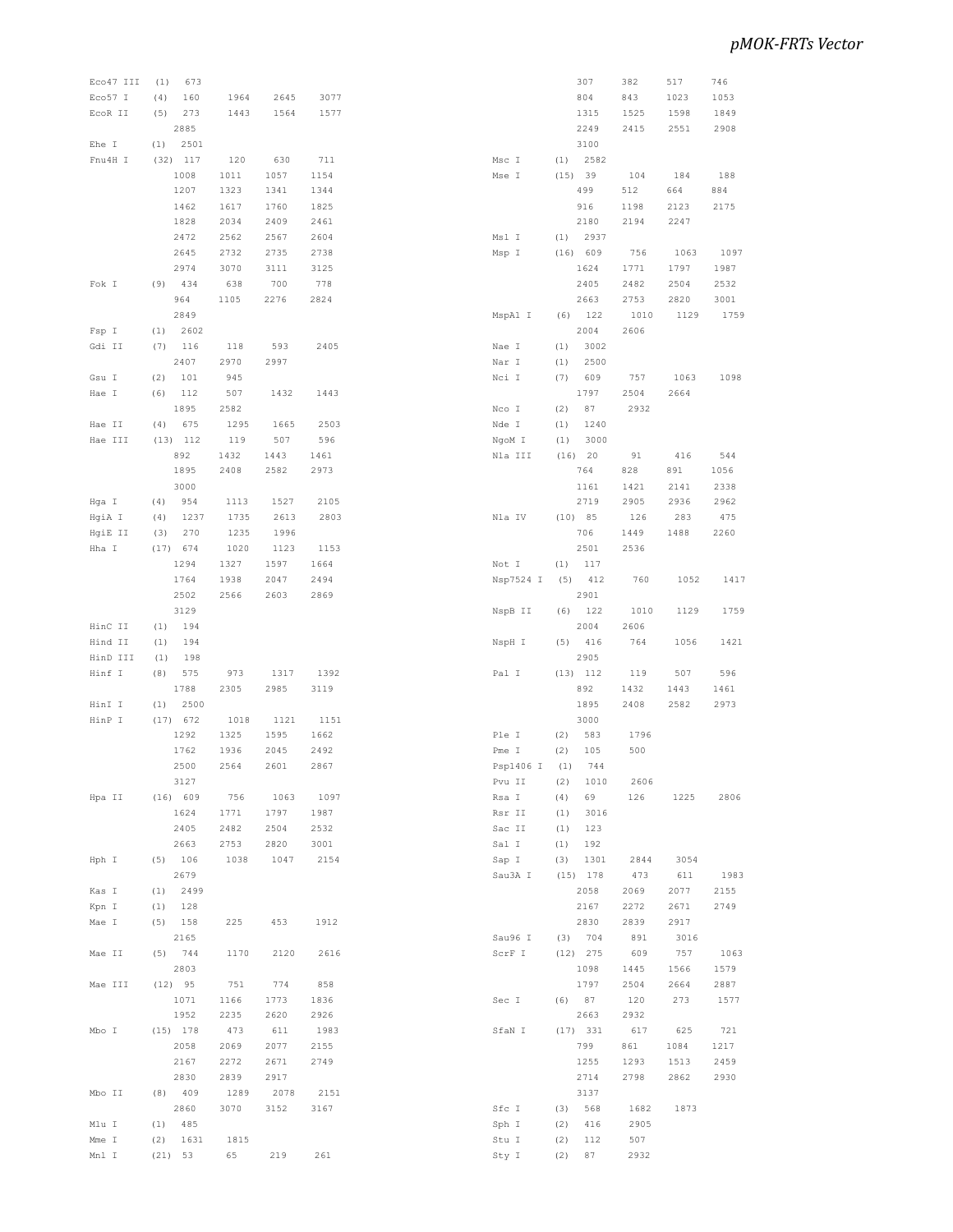```
Eco47 III  (1)   673
Eco57 I    (4)   160     1964    2645    3077
EcoR II    (5)   273     1443    1564    1577
                 2885
Ehe I      (1)   2501
Fnu4H I    (32)  117     120     630     711
                 1008    1011    1057    1154
                 1207    1323    1341    1344
                 1462    1617    1760    1825
                 1828    2034    2409    2461
                 2472    2562    2567    2604
                 2645    2732    2735    2738
                 2974    3070    3111    3125
Fok I      (9)   434     638     700     778
                 964     1105    2276    2824
                 2849
Fsp I      (1)   2602
Gdi II     (7)   116     118     593     2405
                 2407    2970    2997
Gsu I      (2)   101     945
Hae I      (6)   112     507     1432    1443
                 1895    2582
Hae II     (4)   675     1295    1665    2503
Hae III    (13)  112     119     507     596
                 892     1432    1443    1461
                 1895    2408    2582    2973
                 3000
Hga I      (4)   954     1113    1527    2105
HgiA I     (4)   1237    1735    2613    2803
HgiE II    (3)   270     1235    1996
Hha I      (17)  674     1020    1123    1153
                 1294    1327    1597    1664
                 1764    1938    2047    2494
                 2502    2566    2603    2869
                 3129
HinC II    (1)   194
Hind II    (1)   194
HinD III   (1)   198
Hinf I     (8)   575     973     1317    1392
                 1788    2305    2985    3119
HinI I     (1)   2500
HinP I     (17)  672     1018    1121    1151
                 1292    1325    1595    1662
                 1762    1936    2045    2492
                 2500    2564    2601    2867
                 3127
Hpa II     (16)  609     756     1063    1097
                 1624    1771    1797    1987
                 2405    2482    2504    2532
                 2663    2753    2820    3001
Hph I      (5)   106     1038    1047    2154
                 2679
Kas I      (1)   2499
Kpn I      (1)   128
Mae I      (5)   158     225     453     1912
                 2165
Mae II     (5)   744     1170    2120    2616
                 2803
Mae III    (12)  95      751     774     858
                 1071    1166    1773    1836
                 1952    2235    2620    2926
Mbo I      (15)  178     473     611     1983
                 2058    2069    2077    2155
                 2167    2272    2671    2749
                 2830    2839    2917
Mbo II     (8)   409     1289    2078    2151
                 2860    3070    3152    3167
Mlu I      (1)   485
Mme I      (2)   1631    1815
Mnl I      (21)  53      65      219     261
                 307     382     517     746
                 804     843     1023    1053
                 1315    1525    1598    1849
                 2249    2415    2551    2908
                 3100
Msc I      (1)   2582
Mse I      (15)  39      104     184     188
                 499     512     664     884
                 916     1198    2123    2175
                 2180    2194    2247
Msl I      (1)   2937
Msp I      (16)  609     756     1063    1097
                 1624    1771    1797    1987
                 2405    2482    2504    2532
                 2663    2753    2820    3001
MspA1 I    (6)   122     1010    1129    1759
                 2004    2606
Nae I      (1)   3002
Nar I      (1)   2500
Nci I      (7)   609     757     1063    1098
                 1797    2504    2664
Nco I      (2)   87      2932
Nde I      (1)   1240
NgoM I     (1)   3000
Nla III    (16)  20      91      416     544
                 764     828     891     1056
                 1161    1421    2141    2338
                 2719    2905    2936    2962
Nla IV     (10)  85      126     283     475
                 706     1449    1488    2260
                 2501    2536
Not I      (1)   117
Nsp7524 I  (5)   412     760     1052    1417
                 2901
NspB II    (6)   122     1010    1129    1759
                 2004    2606
NspH I     (5)   416     764     1056    1421
                 2905
Pal I      (13)  112     119     507     596
                 892     1432    1443    1461
                 1895    2408    2582    2973
                 3000
Ple I      (2)   583     1796
Pme I      (2)   105     500
Psp1406 I  (1)   744
Pvu II     (2)   1010    2606
Rsa I      (4)   69      126     1225    2806
Rsr II     (1)   3016
Sac II     (1)   123
Sal I      (1)   192
Sap I      (3)   1301    2844    3054
Sau3A I    (15)  178     473     611     1983
                 2058    2069    2077    2155
                 2167    2272    2671    2749
                 2830    2839    2917
Sau96 I    (3)   704     891     3016
ScrF I     (12)  275     609     757     1063
                 1098    1445    1566    1579
                 1797    2504    2664    2887
Sec I      (6)   87      120     273     1577
                 2663    2932
SfaN I     (17)  331     617     625     721
                 799     861     1084    1217
                 1255    1293    1513    2459
                 2714    2798    2862    2930
                 3137
Sfc I      (3)   568     1682    1873
Sph I      (2)   416     2905
Stu I      (2)   112     507
Sty I      (2)   87      2932
```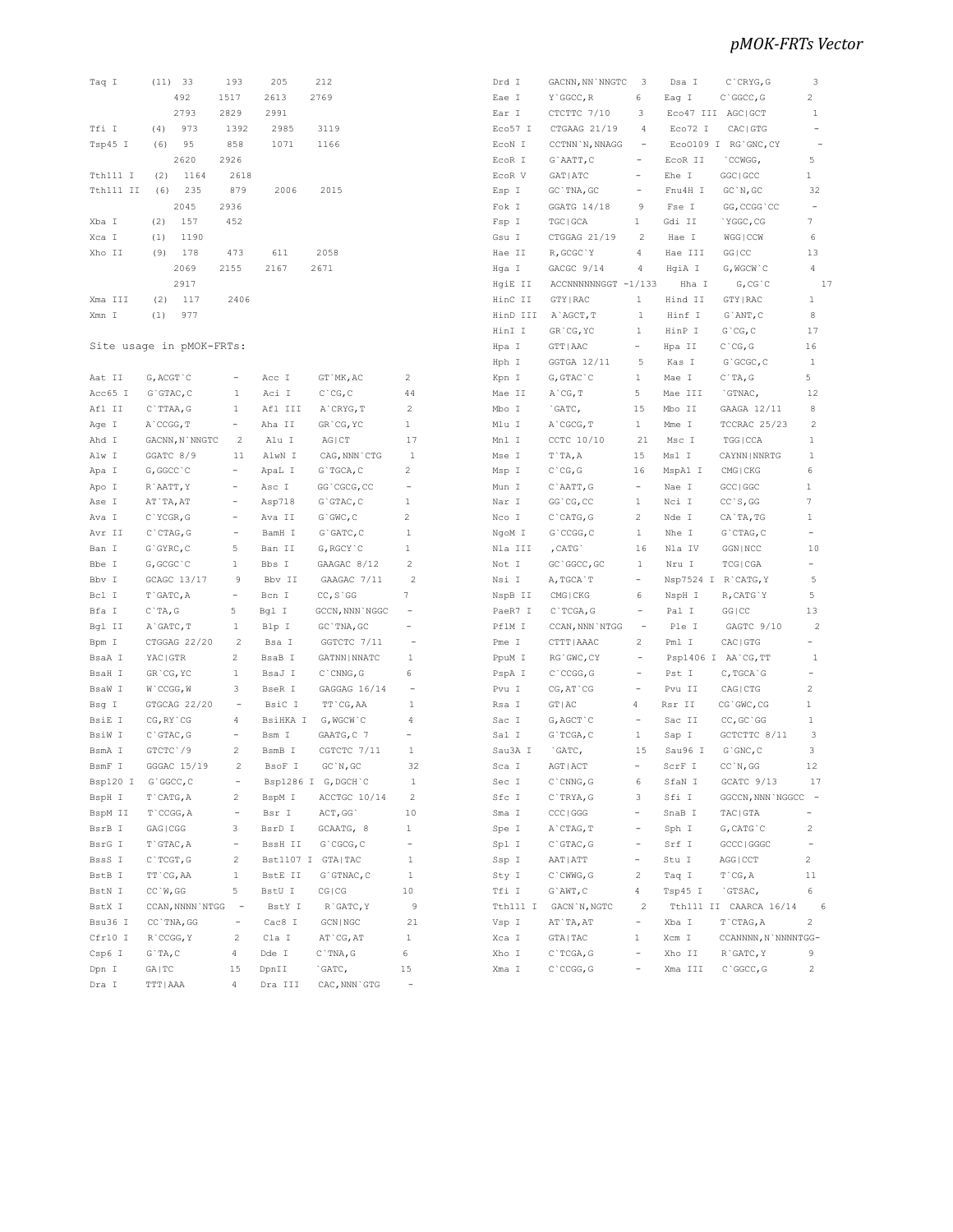```
Taq I      (11)  33     193    205    212
                 492    1517   2613   2769
                 2793   2829   2991
Tfi I      (4)   973    1392   2985   3119
Tsp45 I    (6)   95     858    1071   1166
                 2620   2926
Tth111 I   (2)   1164   2618
Tth111 II  (6)   235    879    2006   2015
                 2045   2936
Xba I      (2)   157    452
Xca I      (1)   1190
Xho II     (9)   178    473    611    2058
                 2069   2155   2167   2671
                 2917
Xma III    (2)   117    2406
Xmn I      (1)   977
```

Site usage in pMOK-FRTs:

```
Aat II    G,ACGT`C        -    Acc I     GT`MK,AC        2
Acc65 I   G`GTAC,C        1    Aci I     C`CG,C          44
Afl II    C`TTAA,G        1    Afl III   A`CRYG,T        2
Age I     A`CCGG,T        -    Aha II    GR`CG,YC        1
Ahd I     GACNN,N`NNGTC   2    Alu I     AG|CT           17
Alw I     GGATC 8/9       11   AlwN I    CAG,NNN`CTG     1
Apa I     G,GGCC`C        -    ApaL I    G`TGCA,C        2
Apo I     R`AATT,Y        -    Asc I     GG`CGCG,CC      -
Ase I     AT`TA,AT        -    Asp718    G`GTAC,C        1
Ava I     C`YCGR,G        -    Ava II    G`GWC,C         2
Avr II    C`CTAG,G        -    BamH I    G`GATC,C        1
Ban I     G`GYRC,C        5    Ban II    G,RGCY`C        1
Bbe I     G,GCGC`C        1    Bbs I     GAAGAC 8/12     2
Bbv I     GCAGC 13/17     9    Bbv II    GAAGAC 7/11     2
Bcl I     T`GATC,A        -    Bcn I     CC,S`GG         7
Bfa I     C`TA,G          5    Bgl I     GCCN,NNN`NGGC   -
Bgl II    A`GATC,T        1    Blp I     GC`TNA,GC       -
Bpm I     CTGGAG 22/20    2    Bsa I     GGTCTC 7/11     -
BsaA I    YAC|GTR         2    BsaB I    GATNN|NNATC     1
BsaH I    GR`CG,YC        1    BsaJ I    C`CNNG,G        6
BsaW I    W`CCGG,W        3    BseR I    GAGGAG 16/14    -
Bsg I     GTGCAG 22/20    -    BsiC I    TT`CG,AA        1
BsiE I    CG,RY`CG        4    BsiHKA I  G,WGCW`C        4
BsiW I    C`GTAC,G        -    Bsm I     GAATG,C 7       -
BsmA I    GTCTC`/9        2    BsmB I    CGTCTC 7/11     1
BsmF I    GGGAC 15/19     2    BsoF I    GC`N,GC         32
Bsp120 I  G`GGCC,C        -    Bsp1286 I G,DGCH`C        1
BspH I    T`CATG,A        2    BspM I    ACCTGC 10/14    2
BspM II   T`CCGG,A        -    Bsr I     ACT,GG`         10
BsrB I    GAG|CGG         3    BsrD I    GCAATG, 8       1
BsrG I    T`GTAC,A        -    BssH II   G`CGCG,C        -
BssS I    C`TCGT,G        2    Bst1107 I GTA|TAC         1
BstB I    TT`CG,AA        1    BstE II   G`GTNAC,C       1
BstN I    CC`W,GG         5    BstU I    CG|CG           10
BstX I    CCAN,NNNN`NTGG  -    BstY I    R`GATC,Y        9
Bsu36 I   CC`TNA,GG       -    Cac8 I    GCN|NGC         21
Cfr10 I   R`CCGG,Y        2    Cla I     AT`CG,AT        1
Csp6 I    G`TA,C          4    Dde I     C`TNA,G         6
Dpn I     GA|TC           15   DpnII     `GATC,          15
Dra I     TTT|AAA         4    Dra III   CAC,NNN`GTG     -
Drd I     GACNN,NN`NNGTC  3    Dsa I     C`CRYG,G        3
Eae I     Y`GGCC,R        6    Eag I     C`GGCC,G        2
Ear I     CTCTTC 7/10     3    Eco47 III AGC|GCT         1
Eco57 I   CTGAAG 21/19    4    Eco72 I   CAC|GTG         -
EcoN I    CCTNN`N,NNAGG   -    EcoO109 I RG`GNC,CY       -
EcoR I    G`AATT,C        -    EcoR II   `CCWGG,         5
EcoR V    GAT|ATC         -    Ehe I     GGC|GCC         1
Esp I     GC`TNA,GC       -    Fnu4H I   GC`N,GC         32
Fok I     GGATG 14/18     9    Fse I     GG,CCGG`CC      -
Fsp I     TGC|GCA         1    Gdi II    `YGGC,CG        7
Gsu I     CTGGAG 21/19    2    Hae I     WGG|CCW         6
Hae II    R,GCGC`Y        4    Hae III   GG|CC           13
Hga I     GACGC 9/14      4    HgiA I    G,WGCW`C        4
HgiE II   ACCNNNNNNGGT -1/133  Hha I     G,CG`C          17
HinC II   GTY|RAC         1    Hind II   GTY|RAC         1
HinD III  A`AGCT,T        1    Hinf I    G`ANT,C         8
HinI I    GR`CG,YC        1    HinP I    G`CG,C          17
Hpa I     GTT|AAC         -    Hpa II    C`CG,G          16
Hph I     GGTGA 12/11     5    Kas I     G`GCGC,C        1
Kpn I     G,GTAC`C        1    Mae I     C`TA,G          5
Mae II    A`CG,T          5    Mae III   `GTNAC,         12
Mbo I     `GATC,          15   Mbo II    GAAGA 12/11     8
Mlu I     A`CGCG,T        1    Mme I     TCCRAC 25/23    2
Mnl I     CCTC 10/10      21   Msc I     TGG|CCA         1
Mse I     T`TA,A          15   Msl I     CAYNN|NNRTG     1
Msp I     C`CG,G          16   MspA1 I   CMG|CKG         6
Mun I     C`AATT,G        -    Nae I     GCC|GGC         1
Nar I     GG`CG,CC        1    Nci I     CC`S,GG         7
Nco I     C`CATG,G        2    Nde I     CA`TA,TG        1
NgoM I    G`CCGG,C        1    Nhe I     G`CTAG,C        -
Nla III   ,CATG`          16   Nla IV    GGN|NCC         10
Not I     GC`GGCC,GC      1    Nru I     TCG|CGA         -
Nsi I     A,TGCA`T        -    Nsp7524 I R`CATG,Y        5
NspB II   CMG|CKG         6    NspH I    R,CATG`Y        5
PaeR7 I   C`TCGA,G        -    Pal I     GG|CC           13
PflM I    CCAN,NNN`NTGG   -    Ple I     GAGTC 9/10      2
Pme I     CTTT|AAAC       2    Pml I     CAC|GTG         -
PpuM I    RG`GWC,CY       -    Psp1406 I AA`CG,TT        1
PspA I    C`CCGG,G        -    Pst I     C,TGCA`G        -
Pvu I     CG,AT`CG        -    Pvu II    CAG|CTG         2
Rsa I     GT|AC           4    Rsr II    CG`GWC,CG       1
Sac I     G,AGCT`C        -    Sac II    CC,GC`GG        1
Sal I     G`TCGA,C        1    Sap I     GCTCTTC 8/11    3
Sau3A I   `GATC,          15   Sau96 I   G`GNC,C         3
Sca I     AGT|ACT         -    ScrF I    CC`N,GG         12
Sec I     C`CNNG,G        6    SfaN I    GCATC 9/13      17
Sfc I     C`TRYA,G        3    Sfi I     GGCCN,NNN`NGGCC -
Sma I     CCC|GGG         -    SnaB I    TAC|GTA         -
Spe I     A`CTAG,T        -    Sph I     G,CATG`C        2
Spl I     C`GTAC,G        -    Srf I     GCCC|GGGC       -
Ssp I     AAT|ATT         -    Stu I     AGG|CCT         2
Sty I     C`CWWG,G        2    Taq I     T`CG,A          11
Tfi I     G`AWT,C         4    Tsp45 I   `GTSAC,         6
Tth111 I  GACN`N,NGTC     2    Tth111 II CAARCA 16/14    6
Vsp I     AT`TA,AT        -    Xba I     T`CTAG,A        2
Xca I     GTA|TAC         1    Xcm I     CCANNNN,N`NNNNTGG-
Xho I     C`TCGA,G        -    Xho II    R`GATC,Y        9
Xma I     C`CCGG,G        -    Xma III   C`GGCC,G        2
```